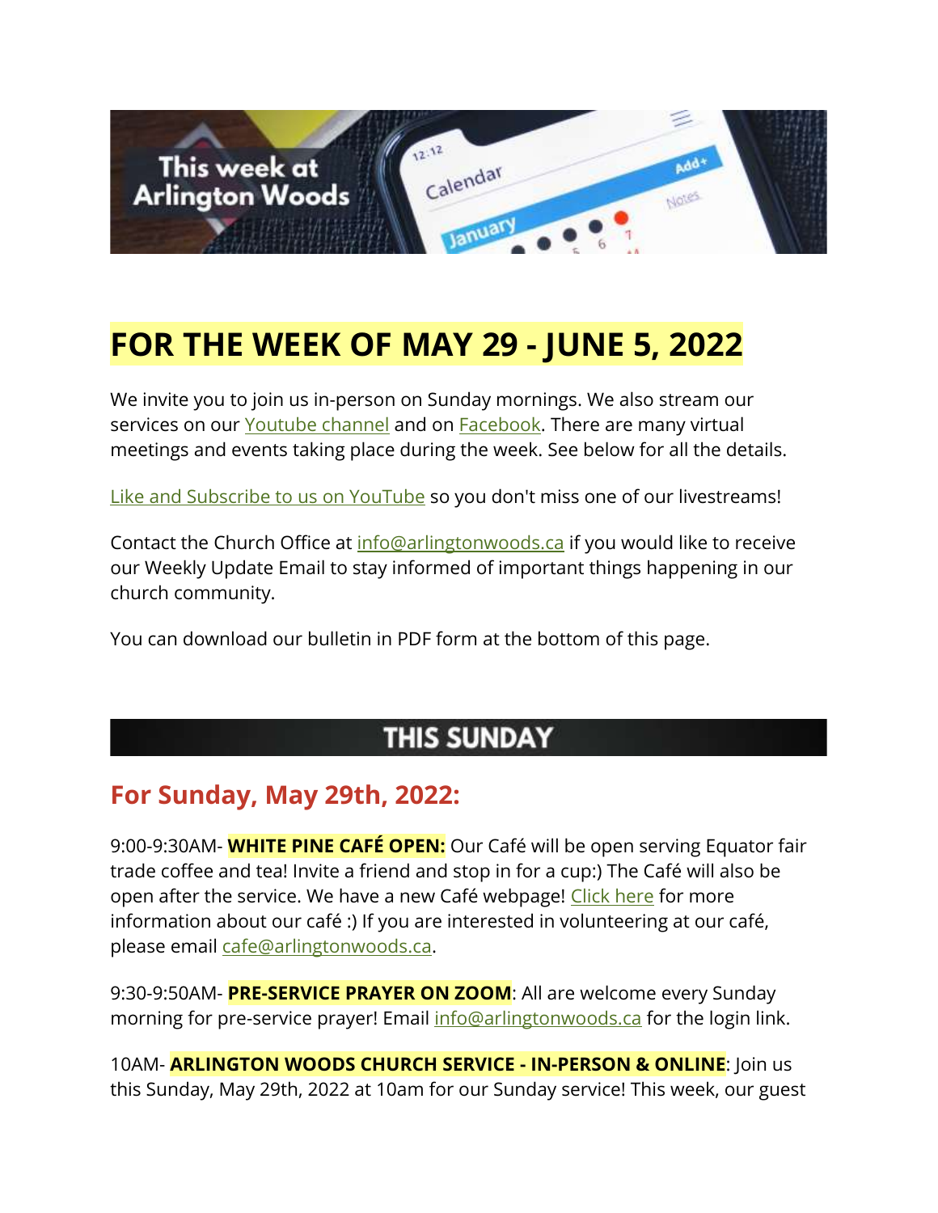# FOR THE WEEK OF MAY 29 - JUNE 5, 2022

We invite you to join us in-person on Sunday mornings. We also stream our services on our Youtube channel and on Facebook. There are many virtual meetings and events taking place during the week. See below for all the details.

Like and Subscribe to us on YouTube so you don't miss one of our livestreams!

Contact the Church Office at info@arlingtonwoods.ca if you would like to receive our Weekly Update Email to stay informed of important things happening in our church community.

You can download our bulletin in PDF form at the bottom of this page.

## THIS SUNDAY

### For Sunday, May 29th, 2022:

9:00-9:30AM- **WHITE PINE CAFÉ OPEN:** Our Café will be open serving Equator fair trade coffee and tea! Invite a friend and stop in for a cup:) The Café will also be open after the service. We have a new Café webpage! Click here for more information about our café :) If you are interested in volunteering at our café, please email cafe@arlingtonwoods.ca.

9:30-9:50AM- **PRE-SERVICE PRAYER ON ZOOM**: All are welcome every Sunday morning for pre-service prayer! Email info@arlingtonwoods.ca for the login link.

10AM- **ARLINGTON WOODS CHURCH SERVICE - IN-PERSON & ONLINE**: Join us this Sunday, May 29th, 2022 at 10am for our Sunday service! This week, our guest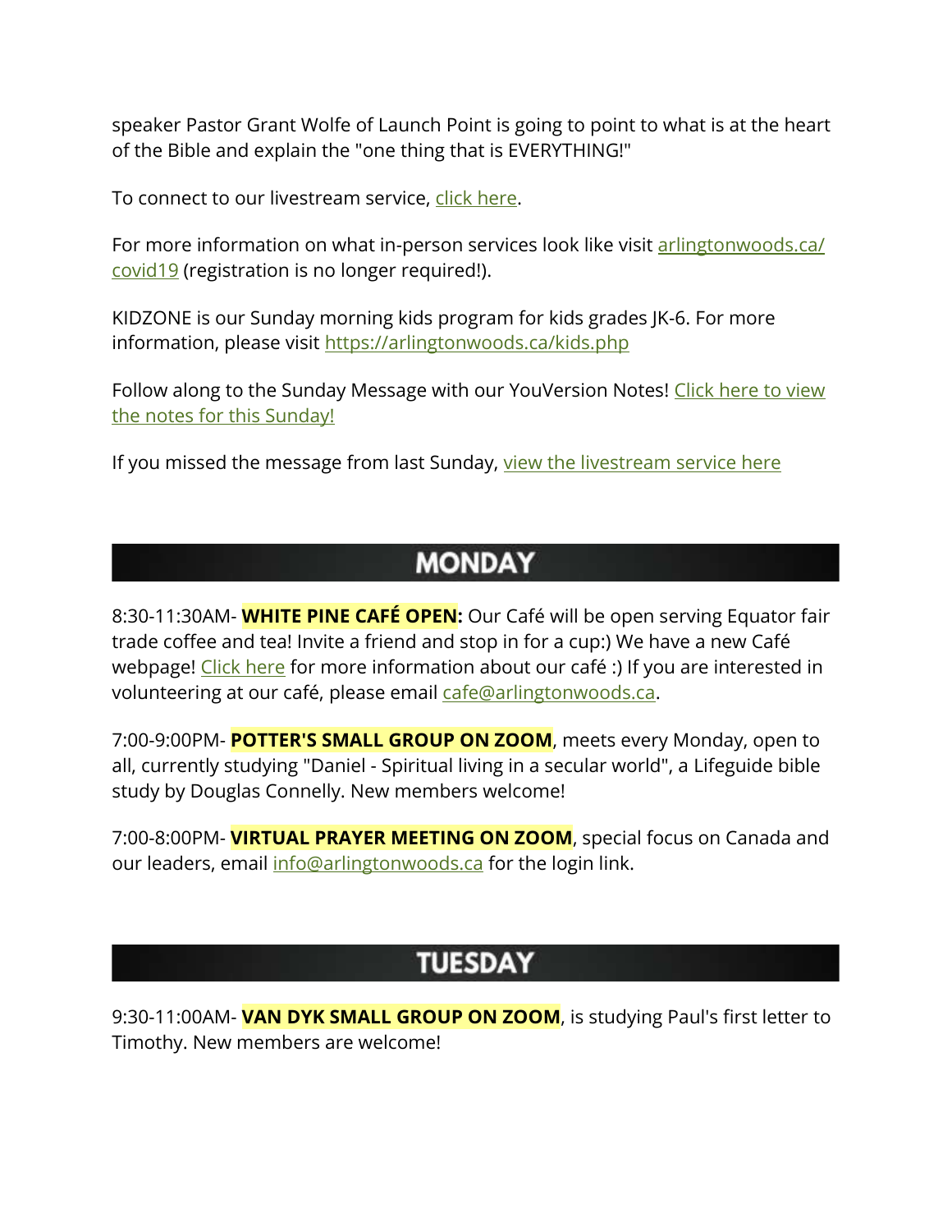speaker Pastor Grant Wolfe of Launch Point is going to point to what is at the heart of the Bible and explain the "one thing that is EVERYTHING!"

To connect to our livestream service, click here.

For more information on what in-person services look like visit arlingtonwoods.ca/covid19 (registration is no longer required!).

KIDZONE is our Sunday morning kids program for kids grades JK-6. For more information, please visit https://arlingtonwoods.ca/kids.php

Follow along to the Sunday Message with our YouVersion Notes! Click here to view the notes for this Sunday!

If you missed the message from last Sunday, view the livestream service here

## MONDAY

8:30-11:30AM- **WHITE PINE CAFÉ OPEN:** Our Café will be open serving Equator fair trade coffee and tea! Invite a friend and stop in for a cup:) We have a new Café webpage! Click here for more information about our café :) If you are interested in volunteering at our café, please email cafe@arlingtonwoods.ca.

7:00-9:00PM- **POTTER'S SMALL GROUP ON ZOOM**, meets every Monday, open to all, currently studying "Daniel - Spiritual living in a secular world", a Lifeguide bible study by Douglas Connelly. New members welcome!

7:00-8:00PM- **VIRTUAL PRAYER MEETING ON ZOOM**, special focus on Canada and our leaders, email info@arlingtonwoods.ca for the login link.

## TUESDAY

9:30-11:00AM- **VAN DYK SMALL GROUP ON ZOOM**, is studying Paul's first letter to Timothy. New members are welcome!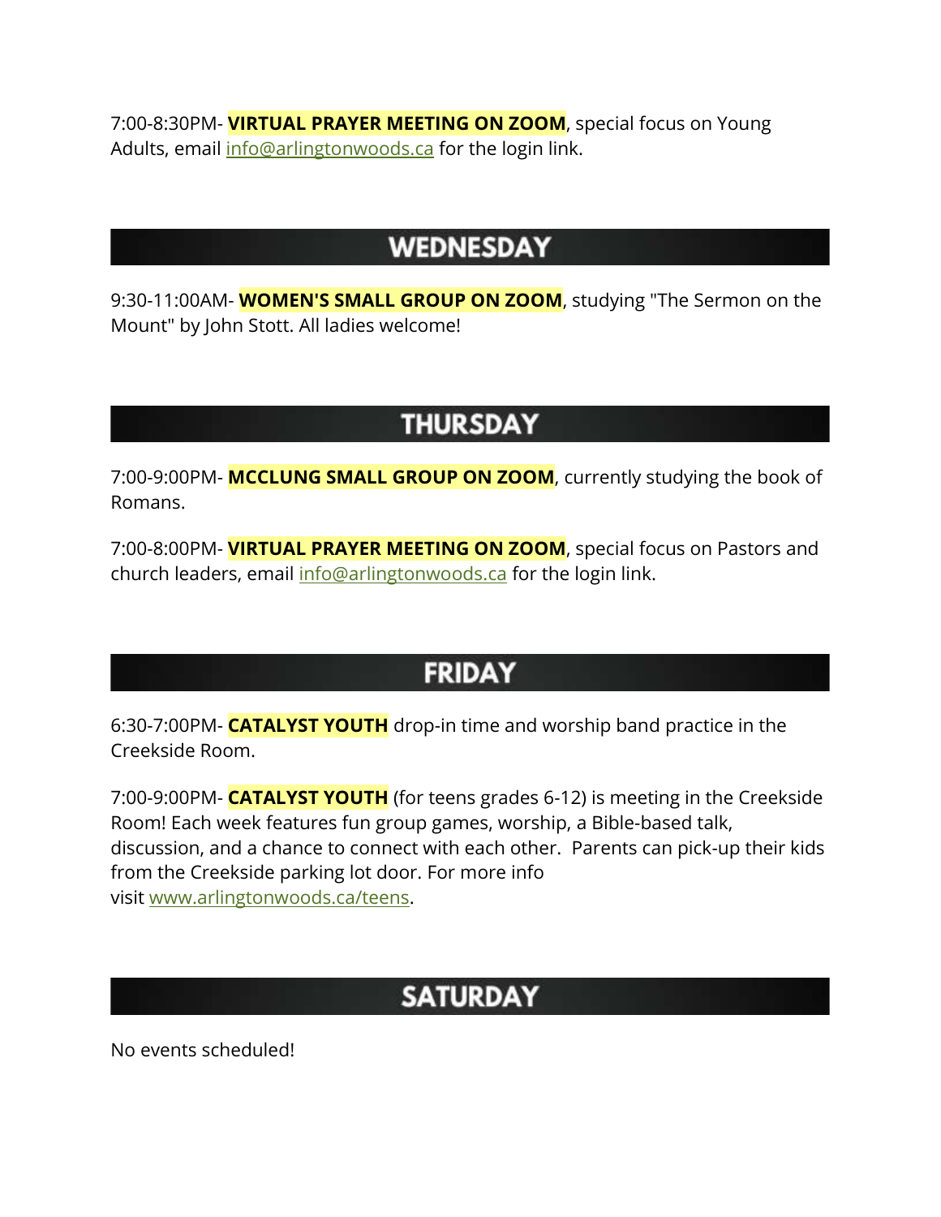7:00-8:30PM- **VIRTUAL PRAYER MEETING ON ZOOM**, special focus on Young Adults, email [info@arlingtonwoods.ca](mailto:info@arlingtonwoods.ca) for the login link.

## WEDNESDAY

9:30-11:00AM- **WOMEN'S SMALL GROUP ON ZOOM**, studying "The Sermon on the Mount" by John Stott. All ladies welcome!

## THURSDAY

7:00-9:00PM- **MCCLUNG SMALL GROUP ON ZOOM**, currently studying the book of Romans.

7:00-8:00PM- **VIRTUAL PRAYER MEETING ON ZOOM**, special focus on Pastors and church leaders, email [info@arlingtonwoods.ca](mailto:info@arlingtonwoods.ca) for the login link.

## FRIDAY

6:30-7:00PM- **CATALYST YOUTH** drop-in time and worship band practice in the Creekside Room.

7:00-9:00PM- **CATALYST YOUTH** (for teens grades 6-12) is meeting in the Creekside Room! Each week features fun group games, worship, a Bible-based talk, discussion, and a chance to connect with each other. Parents can pick-up their kids from the Creekside parking lot door. For more info visit [www.arlingtonwoods.ca/teens](http://www.arlingtonwoods.ca/teens).

## SATURDAY

No events scheduled!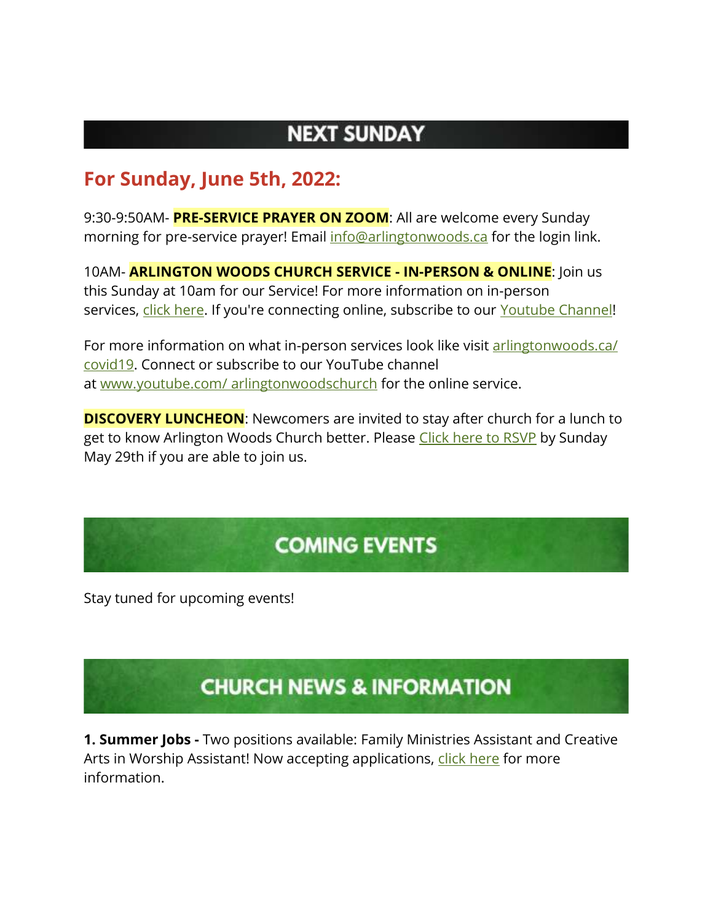## NEXT SUNDAY

### For Sunday, June 5th, 2022:

9:30-9:50AM- **PRE-SERVICE PRAYER ON ZOOM**: All are welcome every Sunday morning for pre-service prayer! Email info@arlingtonwoods.ca for the login link.

10AM- **ARLINGTON WOODS CHURCH SERVICE - IN-PERSON & ONLINE**: Join us this Sunday at 10am for our Service! For more information on in-person services, click here. If you're connecting online, subscribe to our Youtube Channel!

For more information on what in-person services look like visit arlingtonwoods.ca/covid19. Connect or subscribe to our YouTube channel at www.youtube.com/ arlingtonwoodschurch for the online service.

**DISCOVERY LUNCHEON**: Newcomers are invited to stay after church for a lunch to get to know Arlington Woods Church better. Please Click here to RSVP by Sunday May 29th if you are able to join us.

## COMING EVENTS

Stay tuned for upcoming events!

## CHURCH NEWS & INFORMATION

**1. Summer Jobs -** Two positions available: Family Ministries Assistant and Creative Arts in Worship Assistant! Now accepting applications, click here for more information.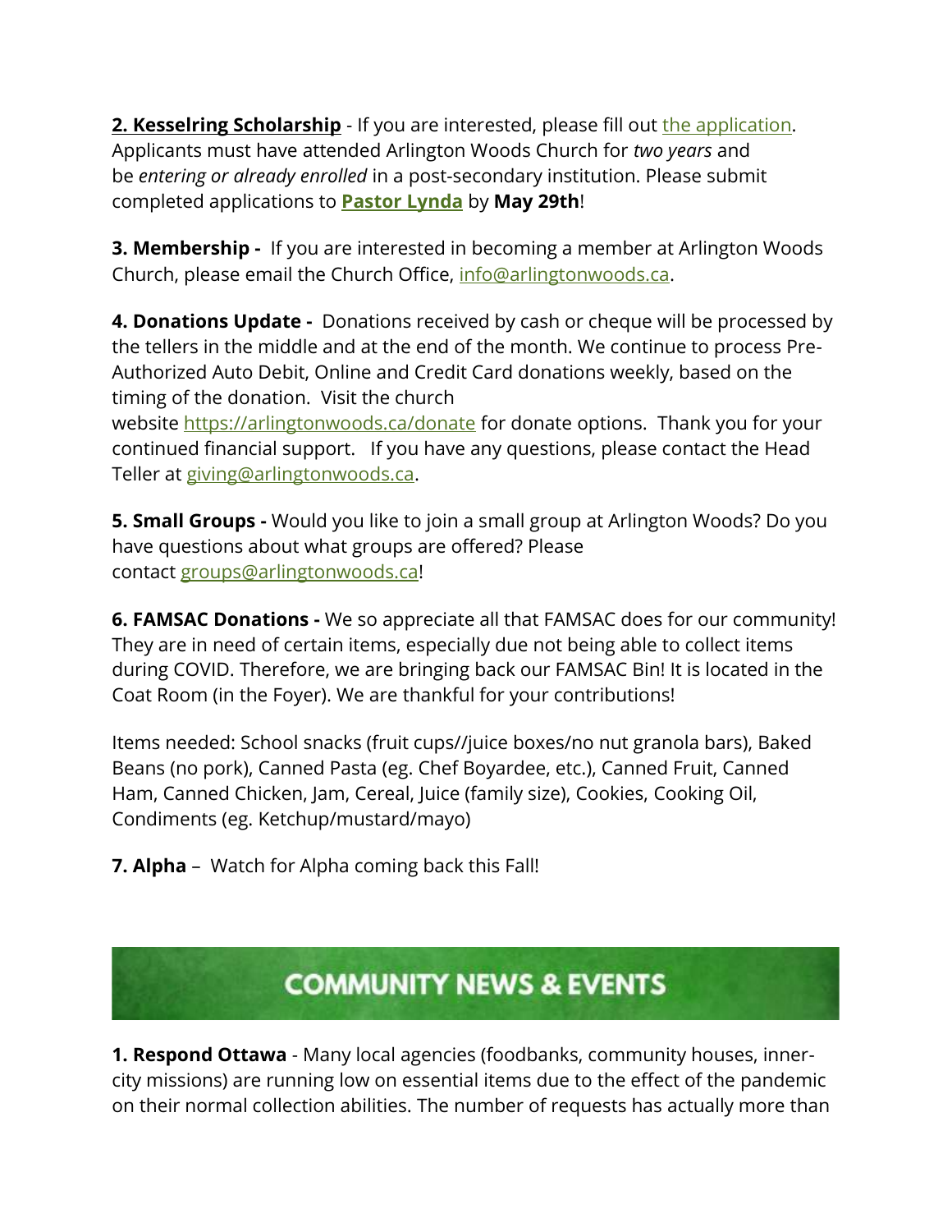**2. Kesselring Scholarship** - If you are interested, please fill out the application. Applicants must have attended Arlington Woods Church for *two years* and be *entering or already enrolled* in a post-secondary institution. Please submit completed applications to **Pastor Lynda** by **May 29th**!

**3. Membership -** If you are interested in becoming a member at Arlington Woods Church, please email the Church Office, info@arlingtonwoods.ca.

**4. Donations Update -** Donations received by cash or cheque will be processed by the tellers in the middle and at the end of the month. We continue to process Pre-Authorized Auto Debit, Online and Credit Card donations weekly, based on the timing of the donation. Visit the church website https://arlingtonwoods.ca/donate for donate options. Thank you for your continued financial support. If you have any questions, please contact the Head Teller at giving@arlingtonwoods.ca.

**5. Small Groups -** Would you like to join a small group at Arlington Woods? Do you have questions about what groups are offered? Please contact groups@arlingtonwoods.ca!

**6. FAMSAC Donations -** We so appreciate all that FAMSAC does for our community! They are in need of certain items, especially due not being able to collect items during COVID. Therefore, we are bringing back our FAMSAC Bin! It is located in the Coat Room (in the Foyer). We are thankful for your contributions!

Items needed: School snacks (fruit cups//juice boxes/no nut granola bars), Baked Beans (no pork), Canned Pasta (eg. Chef Boyardee, etc.), Canned Fruit, Canned Ham, Canned Chicken, Jam, Cereal, Juice (family size), Cookies, Cooking Oil, Condiments (eg. Ketchup/mustard/mayo)

**7. Alpha** – Watch for Alpha coming back this Fall!

## COMMUNITY NEWS & EVENTS

**1. Respond Ottawa** - Many local agencies (foodbanks, community houses, inner-city missions) are running low on essential items due to the effect of the pandemic on their normal collection abilities. The number of requests has actually more than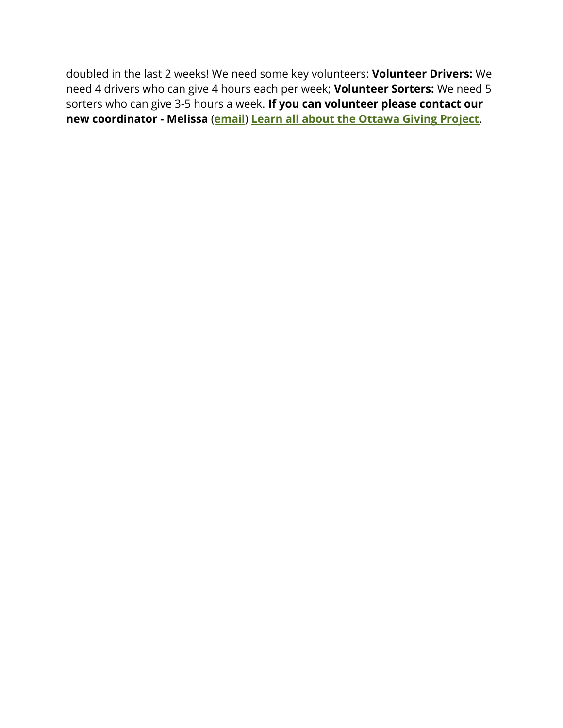doubled in the last 2 weeks! We need some key volunteers: **Volunteer Drivers:** We need 4 drivers who can give 4 hours each per week; **Volunteer Sorters:** We need 5 sorters who can give 3-5 hours a week. **If you can volunteer please contact our new coordinator - Melissa** (**email**) **Learn all about the Ottawa Giving Project**.